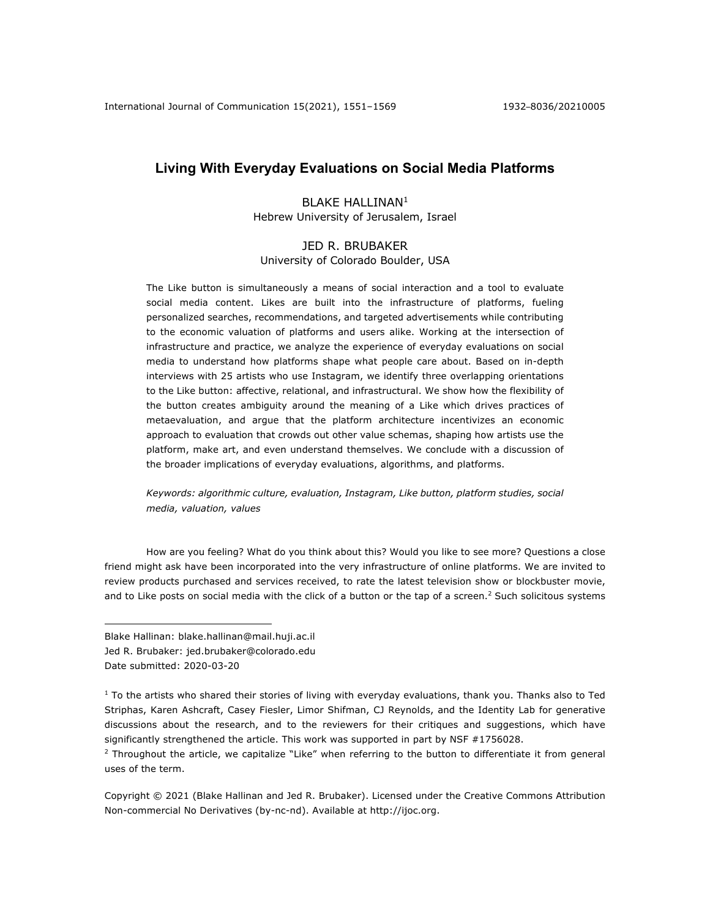# Living With Everyday Evaluations on Social Media Platforms

BLAKE HALLINAN[1]
Hebrew University of Jerusalem, Israel

JED R. BRUBAKER
University of Colorado Boulder, USA

The Like button is simultaneously a means of social interaction and a tool to evaluate social media content. Likes are built into the infrastructure of platforms, fueling personalized searches, recommendations, and targeted advertisements while contributing to the economic valuation of platforms and users alike. Working at the intersection of infrastructure and practice, we analyze the experience of everyday evaluations on social media to understand how platforms shape what people care about. Based on in-depth interviews with 25 artists who use Instagram, we identify three overlapping orientations to the Like button: affective, relational, and infrastructural. We show how the flexibility of the button creates ambiguity around the meaning of a Like which drives practices of metaevaluation, and argue that the platform architecture incentivizes an economic approach to evaluation that crowds out other value schemas, shaping how artists use the platform, make art, and even understand themselves. We conclude with a discussion of the broader implications of everyday evaluations, algorithms, and platforms.

*Keywords: algorithmic culture, evaluation, Instagram, Like button, platform studies, social media, valuation, values*

How are you feeling? What do you think about this? Would you like to see more? Questions a close friend might ask have been incorporated into the very infrastructure of online platforms. We are invited to review products purchased and services received, to rate the latest television show or blockbuster movie, and to Like posts on social media with the click of a button or the tap of a screen.[2] Such solicitous systems

---

Blake Hallinan: blake.hallinan@mail.huji.ac.il
Jed R. Brubaker: jed.brubaker@colorado.edu
Date submitted: 2020-03-20

[1] To the artists who shared their stories of living with everyday evaluations, thank you. Thanks also to Ted Striphas, Karen Ashcraft, Casey Fiesler, Limor Shifman, CJ Reynolds, and the Identity Lab for generative discussions about the research, and to the reviewers for their critiques and suggestions, which have significantly strengthened the article. This work was supported in part by NSF #1756028.

[2] Throughout the article, we capitalize "Like" when referring to the button to differentiate it from general uses of the term.

Copyright © 2021 (Blake Hallinan and Jed R. Brubaker). Licensed under the Creative Commons Attribution Non-commercial No Derivatives (by-nc-nd). Available at http://ijoc.org.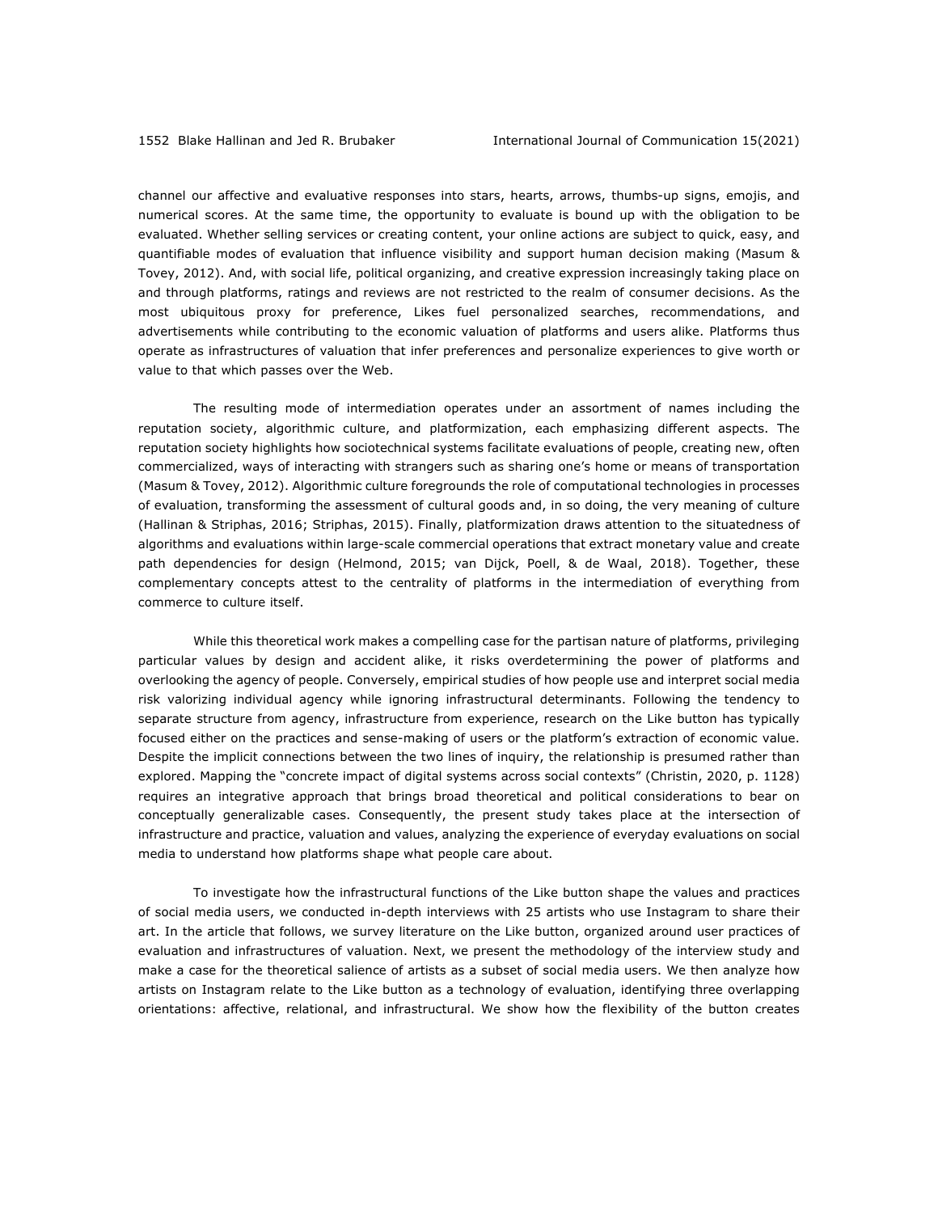channel our affective and evaluative responses into stars, hearts, arrows, thumbs-up signs, emojis, and numerical scores. At the same time, the opportunity to evaluate is bound up with the obligation to be evaluated. Whether selling services or creating content, your online actions are subject to quick, easy, and quantifiable modes of evaluation that influence visibility and support human decision making (Masum & Tovey, 2012). And, with social life, political organizing, and creative expression increasingly taking place on and through platforms, ratings and reviews are not restricted to the realm of consumer decisions. As the most ubiquitous proxy for preference, Likes fuel personalized searches, recommendations, and advertisements while contributing to the economic valuation of platforms and users alike. Platforms thus operate as infrastructures of valuation that infer preferences and personalize experiences to give worth or value to that which passes over the Web.

The resulting mode of intermediation operates under an assortment of names including the reputation society, algorithmic culture, and platformization, each emphasizing different aspects. The reputation society highlights how sociotechnical systems facilitate evaluations of people, creating new, often commercialized, ways of interacting with strangers such as sharing one's home or means of transportation (Masum & Tovey, 2012). Algorithmic culture foregrounds the role of computational technologies in processes of evaluation, transforming the assessment of cultural goods and, in so doing, the very meaning of culture (Hallinan & Striphas, 2016; Striphas, 2015). Finally, platformization draws attention to the situatedness of algorithms and evaluations within large-scale commercial operations that extract monetary value and create path dependencies for design (Helmond, 2015; van Dijck, Poell, & de Waal, 2018). Together, these complementary concepts attest to the centrality of platforms in the intermediation of everything from commerce to culture itself.

While this theoretical work makes a compelling case for the partisan nature of platforms, privileging particular values by design and accident alike, it risks overdetermining the power of platforms and overlooking the agency of people. Conversely, empirical studies of how people use and interpret social media risk valorizing individual agency while ignoring infrastructural determinants. Following the tendency to separate structure from agency, infrastructure from experience, research on the Like button has typically focused either on the practices and sense-making of users or the platform's extraction of economic value. Despite the implicit connections between the two lines of inquiry, the relationship is presumed rather than explored. Mapping the "concrete impact of digital systems across social contexts" (Christin, 2020, p. 1128) requires an integrative approach that brings broad theoretical and political considerations to bear on conceptually generalizable cases. Consequently, the present study takes place at the intersection of infrastructure and practice, valuation and values, analyzing the experience of everyday evaluations on social media to understand how platforms shape what people care about.

To investigate how the infrastructural functions of the Like button shape the values and practices of social media users, we conducted in-depth interviews with 25 artists who use Instagram to share their art. In the article that follows, we survey literature on the Like button, organized around user practices of evaluation and infrastructures of valuation. Next, we present the methodology of the interview study and make a case for the theoretical salience of artists as a subset of social media users. We then analyze how artists on Instagram relate to the Like button as a technology of evaluation, identifying three overlapping orientations: affective, relational, and infrastructural. We show how the flexibility of the button creates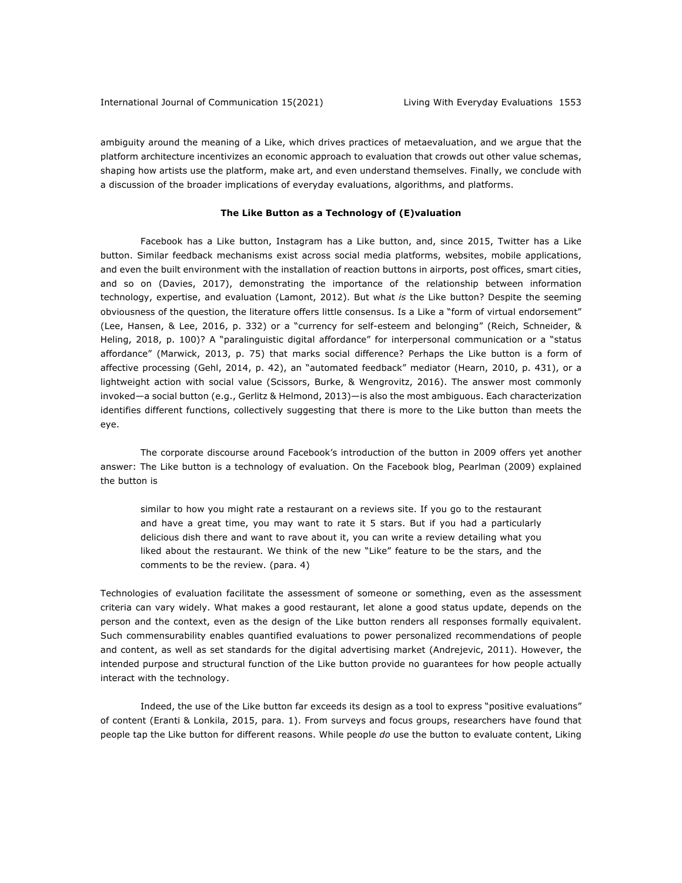ambiguity around the meaning of a Like, which drives practices of metaevaluation, and we argue that the platform architecture incentivizes an economic approach to evaluation that crowds out other value schemas, shaping how artists use the platform, make art, and even understand themselves. Finally, we conclude with a discussion of the broader implications of everyday evaluations, algorithms, and platforms.

## The Like Button as a Technology of (E)valuation

Facebook has a Like button, Instagram has a Like button, and, since 2015, Twitter has a Like button. Similar feedback mechanisms exist across social media platforms, websites, mobile applications, and even the built environment with the installation of reaction buttons in airports, post offices, smart cities, and so on (Davies, 2017), demonstrating the importance of the relationship between information technology, expertise, and evaluation (Lamont, 2012). But what *is* the Like button? Despite the seeming obviousness of the question, the literature offers little consensus. Is a Like a "form of virtual endorsement" (Lee, Hansen, & Lee, 2016, p. 332) or a "currency for self-esteem and belonging" (Reich, Schneider, & Heling, 2018, p. 100)? A "paralinguistic digital affordance" for interpersonal communication or a "status affordance" (Marwick, 2013, p. 75) that marks social difference? Perhaps the Like button is a form of affective processing (Gehl, 2014, p. 42), an "automated feedback" mediator (Hearn, 2010, p. 431), or a lightweight action with social value (Scissors, Burke, & Wengrovitz, 2016). The answer most commonly invoked—a social button (e.g., Gerlitz & Helmond, 2013)—is also the most ambiguous. Each characterization identifies different functions, collectively suggesting that there is more to the Like button than meets the eye.

The corporate discourse around Facebook's introduction of the button in 2009 offers yet another answer: The Like button is a technology of evaluation. On the Facebook blog, Pearlman (2009) explained the button is

> similar to how you might rate a restaurant on a reviews site. If you go to the restaurant and have a great time, you may want to rate it 5 stars. But if you had a particularly delicious dish there and want to rave about it, you can write a review detailing what you liked about the restaurant. We think of the new "Like" feature to be the stars, and the comments to be the review. (para. 4)

Technologies of evaluation facilitate the assessment of someone or something, even as the assessment criteria can vary widely. What makes a good restaurant, let alone a good status update, depends on the person and the context, even as the design of the Like button renders all responses formally equivalent. Such commensurability enables quantified evaluations to power personalized recommendations of people and content, as well as set standards for the digital advertising market (Andrejevic, 2011). However, the intended purpose and structural function of the Like button provide no guarantees for how people actually interact with the technology.

Indeed, the use of the Like button far exceeds its design as a tool to express "positive evaluations" of content (Eranti & Lonkila, 2015, para. 1). From surveys and focus groups, researchers have found that people tap the Like button for different reasons. While people *do* use the button to evaluate content, Liking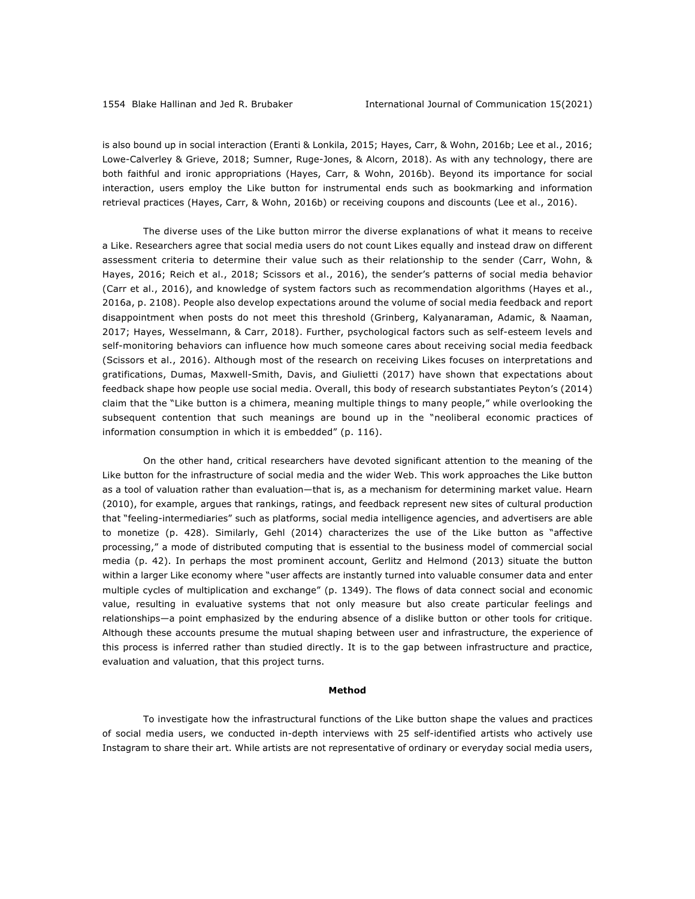is also bound up in social interaction (Eranti & Lonkila, 2015; Hayes, Carr, & Wohn, 2016b; Lee et al., 2016; Lowe-Calverley & Grieve, 2018; Sumner, Ruge-Jones, & Alcorn, 2018). As with any technology, there are both faithful and ironic appropriations (Hayes, Carr, & Wohn, 2016b). Beyond its importance for social interaction, users employ the Like button for instrumental ends such as bookmarking and information retrieval practices (Hayes, Carr, & Wohn, 2016b) or receiving coupons and discounts (Lee et al., 2016).

The diverse uses of the Like button mirror the diverse explanations of what it means to receive a Like. Researchers agree that social media users do not count Likes equally and instead draw on different assessment criteria to determine their value such as their relationship to the sender (Carr, Wohn, & Hayes, 2016; Reich et al., 2018; Scissors et al., 2016), the sender's patterns of social media behavior (Carr et al., 2016), and knowledge of system factors such as recommendation algorithms (Hayes et al., 2016a, p. 2108). People also develop expectations around the volume of social media feedback and report disappointment when posts do not meet this threshold (Grinberg, Kalyanaraman, Adamic, & Naaman, 2017; Hayes, Wesselmann, & Carr, 2018). Further, psychological factors such as self-esteem levels and self-monitoring behaviors can influence how much someone cares about receiving social media feedback (Scissors et al., 2016). Although most of the research on receiving Likes focuses on interpretations and gratifications, Dumas, Maxwell-Smith, Davis, and Giulietti (2017) have shown that expectations about feedback shape how people use social media. Overall, this body of research substantiates Peyton's (2014) claim that the "Like button is a chimera, meaning multiple things to many people," while overlooking the subsequent contention that such meanings are bound up in the "neoliberal economic practices of information consumption in which it is embedded" (p. 116).

On the other hand, critical researchers have devoted significant attention to the meaning of the Like button for the infrastructure of social media and the wider Web. This work approaches the Like button as a tool of valuation rather than evaluation—that is, as a mechanism for determining market value. Hearn (2010), for example, argues that rankings, ratings, and feedback represent new sites of cultural production that "feeling-intermediaries" such as platforms, social media intelligence agencies, and advertisers are able to monetize (p. 428). Similarly, Gehl (2014) characterizes the use of the Like button as "affective processing," a mode of distributed computing that is essential to the business model of commercial social media (p. 42). In perhaps the most prominent account, Gerlitz and Helmond (2013) situate the button within a larger Like economy where "user affects are instantly turned into valuable consumer data and enter multiple cycles of multiplication and exchange" (p. 1349). The flows of data connect social and economic value, resulting in evaluative systems that not only measure but also create particular feelings and relationships—a point emphasized by the enduring absence of a dislike button or other tools for critique. Although these accounts presume the mutual shaping between user and infrastructure, the experience of this process is inferred rather than studied directly. It is to the gap between infrastructure and practice, evaluation and valuation, that this project turns.

## Method

To investigate how the infrastructural functions of the Like button shape the values and practices of social media users, we conducted in-depth interviews with 25 self-identified artists who actively use Instagram to share their art. While artists are not representative of ordinary or everyday social media users,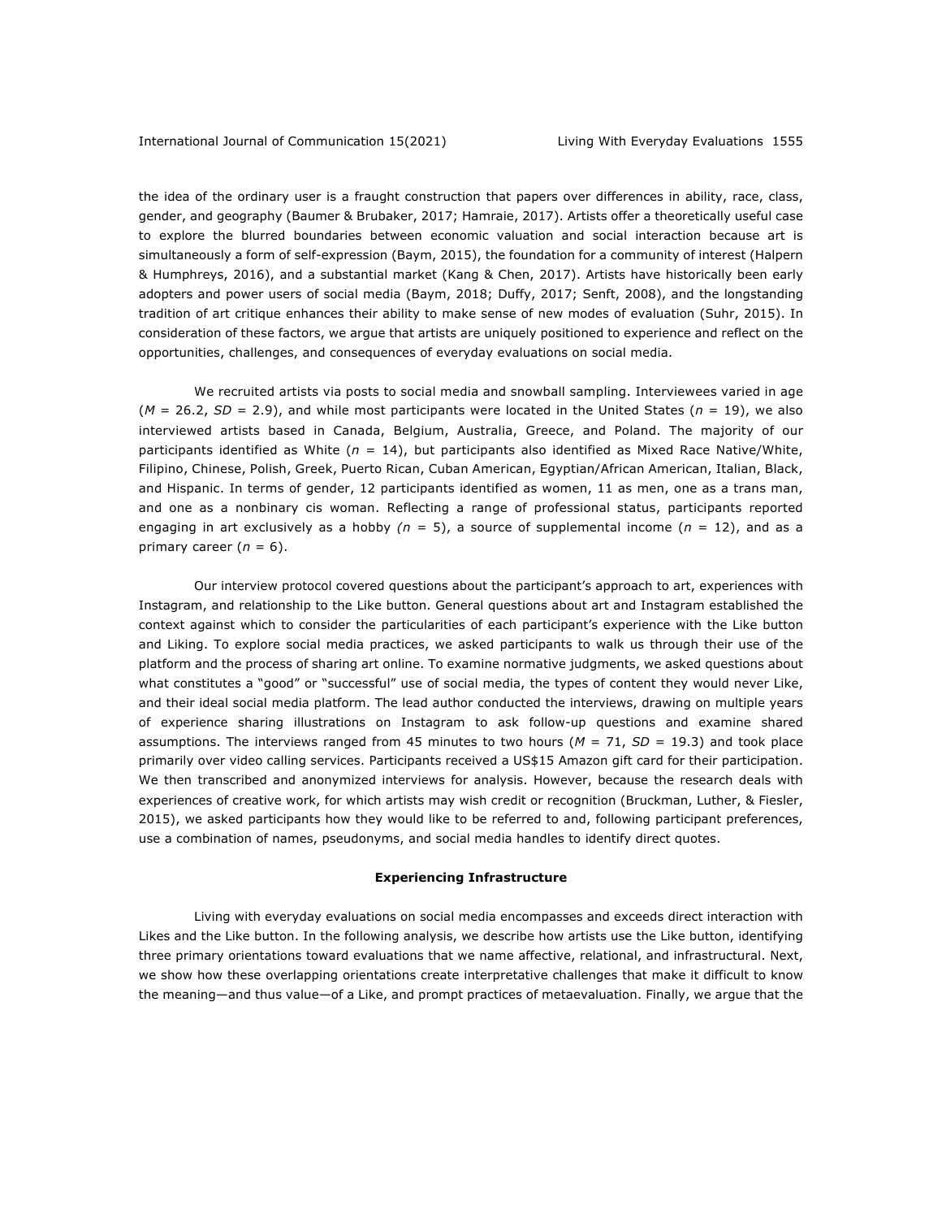the idea of the ordinary user is a fraught construction that papers over differences in ability, race, class, gender, and geography (Baumer & Brubaker, 2017; Hamraie, 2017). Artists offer a theoretically useful case to explore the blurred boundaries between economic valuation and social interaction because art is simultaneously a form of self-expression (Baym, 2015), the foundation for a community of interest (Halpern & Humphreys, 2016), and a substantial market (Kang & Chen, 2017). Artists have historically been early adopters and power users of social media (Baym, 2018; Duffy, 2017; Senft, 2008), and the longstanding tradition of art critique enhances their ability to make sense of new modes of evaluation (Suhr, 2015). In consideration of these factors, we argue that artists are uniquely positioned to experience and reflect on the opportunities, challenges, and consequences of everyday evaluations on social media.

We recruited artists via posts to social media and snowball sampling. Interviewees varied in age ($M$ = 26.2, $SD$ = 2.9), and while most participants were located in the United States ($n$ = 19), we also interviewed artists based in Canada, Belgium, Australia, Greece, and Poland. The majority of our participants identified as White ($n$ = 14), but participants also identified as Mixed Race Native/White, Filipino, Chinese, Polish, Greek, Puerto Rican, Cuban American, Egyptian/African American, Italian, Black, and Hispanic. In terms of gender, 12 participants identified as women, 11 as men, one as a trans man, and one as a nonbinary cis woman. Reflecting a range of professional status, participants reported engaging in art exclusively as a hobby ($n$ = 5), a source of supplemental income ($n$ = 12), and as a primary career ($n$ = 6).

Our interview protocol covered questions about the participant's approach to art, experiences with Instagram, and relationship to the Like button. General questions about art and Instagram established the context against which to consider the particularities of each participant's experience with the Like button and Liking. To explore social media practices, we asked participants to walk us through their use of the platform and the process of sharing art online. To examine normative judgments, we asked questions about what constitutes a "good" or "successful" use of social media, the types of content they would never Like, and their ideal social media platform. The lead author conducted the interviews, drawing on multiple years of experience sharing illustrations on Instagram to ask follow-up questions and examine shared assumptions. The interviews ranged from 45 minutes to two hours ($M$ = 71, $SD$ = 19.3) and took place primarily over video calling services. Participants received a US$15 Amazon gift card for their participation. We then transcribed and anonymized interviews for analysis. However, because the research deals with experiences of creative work, for which artists may wish credit or recognition (Bruckman, Luther, & Fiesler, 2015), we asked participants how they would like to be referred to and, following participant preferences, use a combination of names, pseudonyms, and social media handles to identify direct quotes.

## Experiencing Infrastructure

Living with everyday evaluations on social media encompasses and exceeds direct interaction with Likes and the Like button. In the following analysis, we describe how artists use the Like button, identifying three primary orientations toward evaluations that we name affective, relational, and infrastructural. Next, we show how these overlapping orientations create interpretative challenges that make it difficult to know the meaning—and thus value—of a Like, and prompt practices of metaevaluation. Finally, we argue that the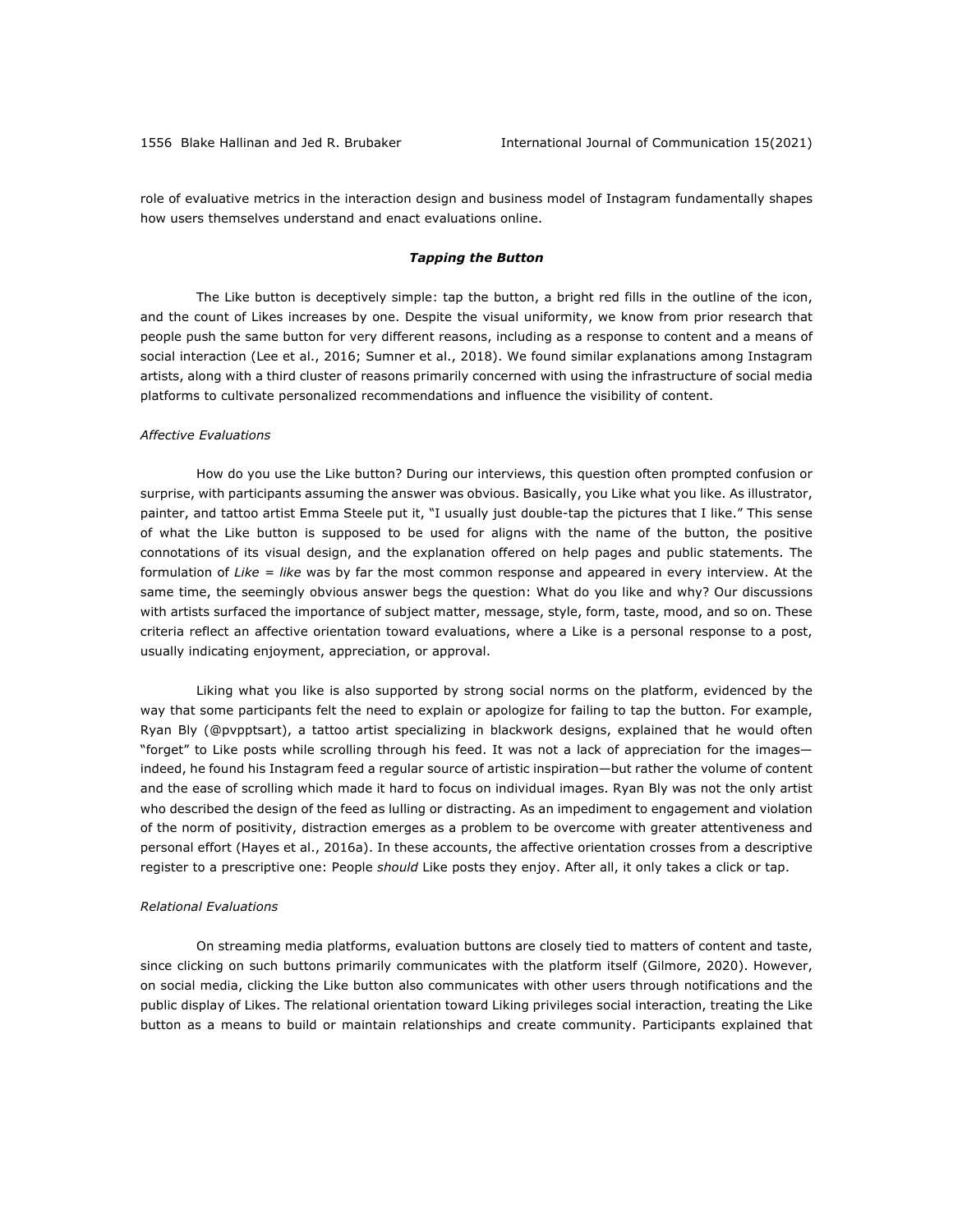role of evaluative metrics in the interaction design and business model of Instagram fundamentally shapes how users themselves understand and enact evaluations online.

### ***Tapping the Button***

The Like button is deceptively simple: tap the button, a bright red fills in the outline of the icon, and the count of Likes increases by one. Despite the visual uniformity, we know from prior research that people push the same button for very different reasons, including as a response to content and a means of social interaction (Lee et al., 2016; Sumner et al., 2018). We found similar explanations among Instagram artists, along with a third cluster of reasons primarily concerned with using the infrastructure of social media platforms to cultivate personalized recommendations and influence the visibility of content.

#### *Affective Evaluations*

How do you use the Like button? During our interviews, this question often prompted confusion or surprise, with participants assuming the answer was obvious. Basically, you Like what you like. As illustrator, painter, and tattoo artist Emma Steele put it, "I usually just double-tap the pictures that I like." This sense of what the Like button is supposed to be used for aligns with the name of the button, the positive connotations of its visual design, and the explanation offered on help pages and public statements. The formulation of *Like = like* was by far the most common response and appeared in every interview. At the same time, the seemingly obvious answer begs the question: What do you like and why? Our discussions with artists surfaced the importance of subject matter, message, style, form, taste, mood, and so on. These criteria reflect an affective orientation toward evaluations, where a Like is a personal response to a post, usually indicating enjoyment, appreciation, or approval.

Liking what you like is also supported by strong social norms on the platform, evidenced by the way that some participants felt the need to explain or apologize for failing to tap the button. For example, Ryan Bly (@pvpptsart), a tattoo artist specializing in blackwork designs, explained that he would often "forget" to Like posts while scrolling through his feed. It was not a lack of appreciation for the images—indeed, he found his Instagram feed a regular source of artistic inspiration—but rather the volume of content and the ease of scrolling which made it hard to focus on individual images. Ryan Bly was not the only artist who described the design of the feed as lulling or distracting. As an impediment to engagement and violation of the norm of positivity, distraction emerges as a problem to be overcome with greater attentiveness and personal effort (Hayes et al., 2016a). In these accounts, the affective orientation crosses from a descriptive register to a prescriptive one: People *should* Like posts they enjoy. After all, it only takes a click or tap.

#### *Relational Evaluations*

On streaming media platforms, evaluation buttons are closely tied to matters of content and taste, since clicking on such buttons primarily communicates with the platform itself (Gilmore, 2020). However, on social media, clicking the Like button also communicates with other users through notifications and the public display of Likes. The relational orientation toward Liking privileges social interaction, treating the Like button as a means to build or maintain relationships and create community. Participants explained that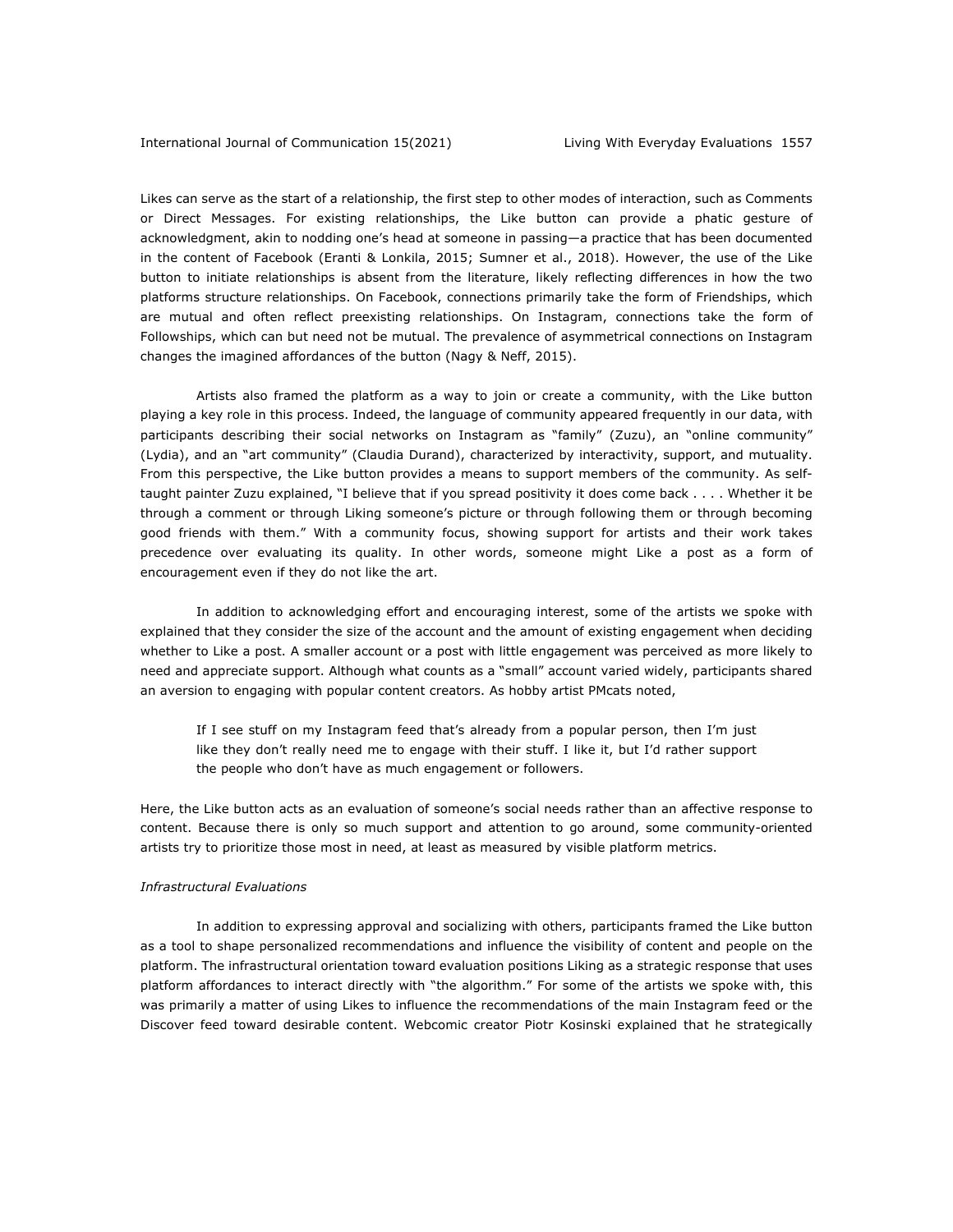Likes can serve as the start of a relationship, the first step to other modes of interaction, such as Comments or Direct Messages. For existing relationships, the Like button can provide a phatic gesture of acknowledgment, akin to nodding one's head at someone in passing—a practice that has been documented in the content of Facebook (Eranti & Lonkila, 2015; Sumner et al., 2018). However, the use of the Like button to initiate relationships is absent from the literature, likely reflecting differences in how the two platforms structure relationships. On Facebook, connections primarily take the form of Friendships, which are mutual and often reflect preexisting relationships. On Instagram, connections take the form of Followships, which can but need not be mutual. The prevalence of asymmetrical connections on Instagram changes the imagined affordances of the button (Nagy & Neff, 2015).

Artists also framed the platform as a way to join or create a community, with the Like button playing a key role in this process. Indeed, the language of community appeared frequently in our data, with participants describing their social networks on Instagram as "family" (Zuzu), an "online community" (Lydia), and an "art community" (Claudia Durand), characterized by interactivity, support, and mutuality. From this perspective, the Like button provides a means to support members of the community. As self-taught painter Zuzu explained, "I believe that if you spread positivity it does come back . . . . Whether it be through a comment or through Liking someone's picture or through following them or through becoming good friends with them." With a community focus, showing support for artists and their work takes precedence over evaluating its quality. In other words, someone might Like a post as a form of encouragement even if they do not like the art.

In addition to acknowledging effort and encouraging interest, some of the artists we spoke with explained that they consider the size of the account and the amount of existing engagement when deciding whether to Like a post. A smaller account or a post with little engagement was perceived as more likely to need and appreciate support. Although what counts as a "small" account varied widely, participants shared an aversion to engaging with popular content creators. As hobby artist PMcats noted,

> If I see stuff on my Instagram feed that's already from a popular person, then I'm just like they don't really need me to engage with their stuff. I like it, but I'd rather support the people who don't have as much engagement or followers.

Here, the Like button acts as an evaluation of someone's social needs rather than an affective response to content. Because there is only so much support and attention to go around, some community-oriented artists try to prioritize those most in need, at least as measured by visible platform metrics.

*Infrastructural Evaluations*

In addition to expressing approval and socializing with others, participants framed the Like button as a tool to shape personalized recommendations and influence the visibility of content and people on the platform. The infrastructural orientation toward evaluation positions Liking as a strategic response that uses platform affordances to interact directly with "the algorithm." For some of the artists we spoke with, this was primarily a matter of using Likes to influence the recommendations of the main Instagram feed or the Discover feed toward desirable content. Webcomic creator Piotr Kosinski explained that he strategically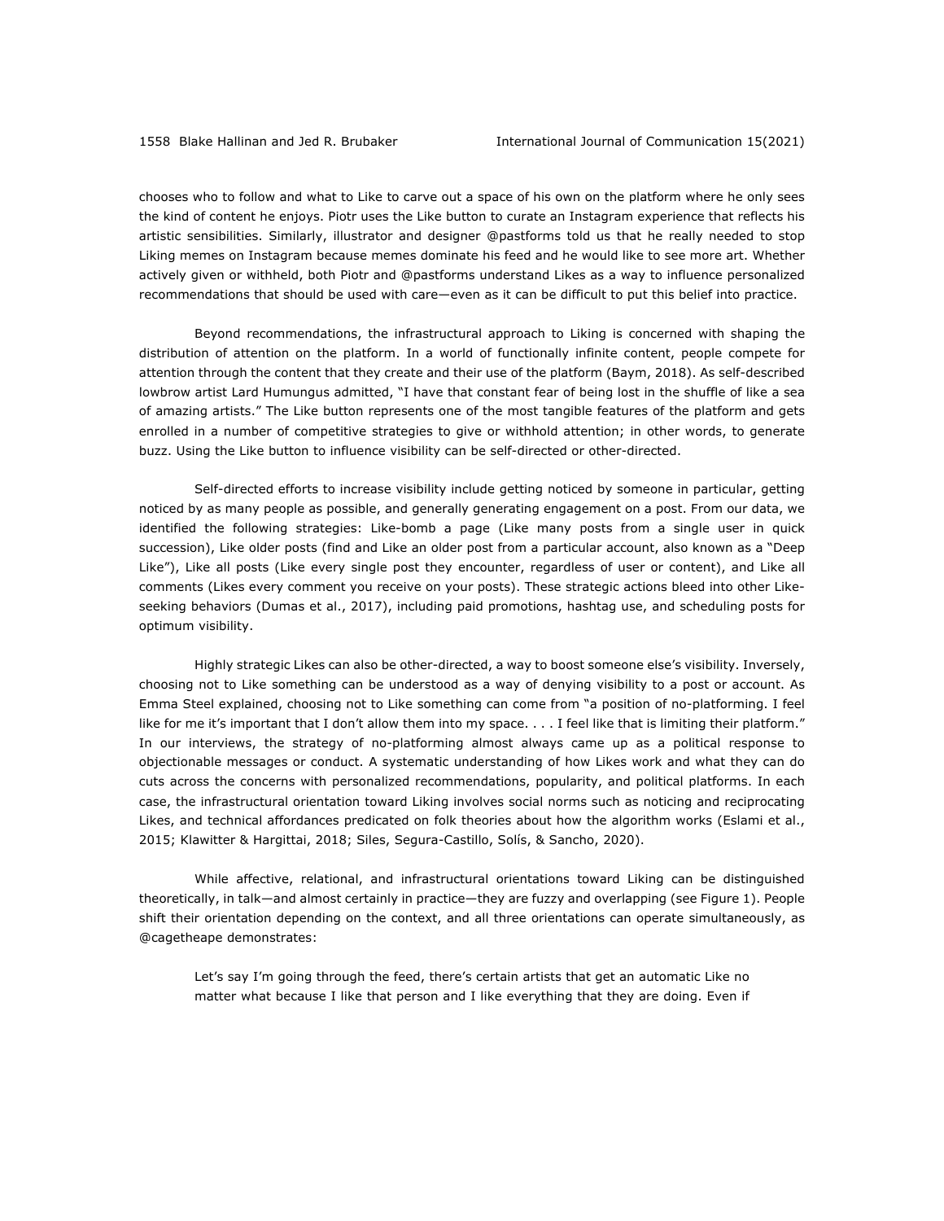chooses who to follow and what to Like to carve out a space of his own on the platform where he only sees the kind of content he enjoys. Piotr uses the Like button to curate an Instagram experience that reflects his artistic sensibilities. Similarly, illustrator and designer @pastforms told us that he really needed to stop Liking memes on Instagram because memes dominate his feed and he would like to see more art. Whether actively given or withheld, both Piotr and @pastforms understand Likes as a way to influence personalized recommendations that should be used with care—even as it can be difficult to put this belief into practice.

Beyond recommendations, the infrastructural approach to Liking is concerned with shaping the distribution of attention on the platform. In a world of functionally infinite content, people compete for attention through the content that they create and their use of the platform (Baym, 2018). As self-described lowbrow artist Lard Humungus admitted, "I have that constant fear of being lost in the shuffle of like a sea of amazing artists." The Like button represents one of the most tangible features of the platform and gets enrolled in a number of competitive strategies to give or withhold attention; in other words, to generate buzz. Using the Like button to influence visibility can be self-directed or other-directed.

Self-directed efforts to increase visibility include getting noticed by someone in particular, getting noticed by as many people as possible, and generally generating engagement on a post. From our data, we identified the following strategies: Like-bomb a page (Like many posts from a single user in quick succession), Like older posts (find and Like an older post from a particular account, also known as a "Deep Like"), Like all posts (Like every single post they encounter, regardless of user or content), and Like all comments (Likes every comment you receive on your posts). These strategic actions bleed into other Like-seeking behaviors (Dumas et al., 2017), including paid promotions, hashtag use, and scheduling posts for optimum visibility.

Highly strategic Likes can also be other-directed, a way to boost someone else's visibility. Inversely, choosing not to Like something can be understood as a way of denying visibility to a post or account. As Emma Steel explained, choosing not to Like something can come from "a position of no-platforming. I feel like for me it's important that I don't allow them into my space. . . . I feel like that is limiting their platform." In our interviews, the strategy of no-platforming almost always came up as a political response to objectionable messages or conduct. A systematic understanding of how Likes work and what they can do cuts across the concerns with personalized recommendations, popularity, and political platforms. In each case, the infrastructural orientation toward Liking involves social norms such as noticing and reciprocating Likes, and technical affordances predicated on folk theories about how the algorithm works (Eslami et al., 2015; Klawitter & Hargittai, 2018; Siles, Segura-Castillo, Solís, & Sancho, 2020).

While affective, relational, and infrastructural orientations toward Liking can be distinguished theoretically, in talk—and almost certainly in practice—they are fuzzy and overlapping (see Figure 1). People shift their orientation depending on the context, and all three orientations can operate simultaneously, as @cagetheape demonstrates:

> Let's say I'm going through the feed, there's certain artists that get an automatic Like no matter what because I like that person and I like everything that they are doing. Even if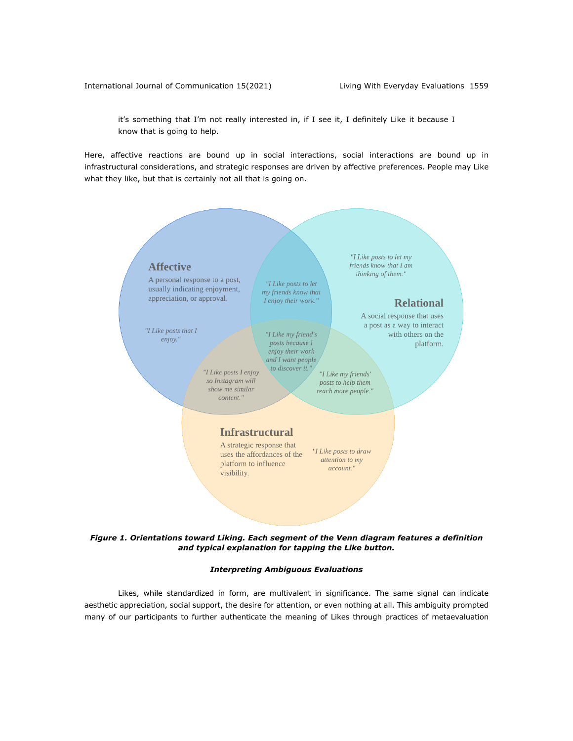it's something that I'm not really interested in, if I see it, I definitely Like it because I know that is going to help.

Here, affective reactions are bound up in social interactions, social interactions are bound up in infrastructural considerations, and strategic responses are driven by affective preferences. People may Like what they like, but that is certainly not all that is going on.

**Affective**

A personal response to a post, usually indicating enjoyment, appreciation, or approval.

*"I Like posts that I enjoy."*

*"I Like posts to let my friends know that I enjoy their work."*

*"I Like posts to let my friends know that I am thinking of them."*

**Relational**

A social response that uses a post as a way to interact with others on the platform.

*"I Like my friend's posts because I enjoy their work and I want people to discover it."*

*"I Like posts I enjoy so Instagram will show me similar content."*

*"I Like my friends' posts to help them reach more people."*

**Infrastructural**

A strategic response that uses the affordances of the platform to influence visibility.

*"I Like posts to draw attention to my account."*

***Figure 1. Orientations toward Liking. Each segment of the Venn diagram features a definition and typical explanation for tapping the Like button.***

### *Interpreting Ambiguous Evaluations*

Likes, while standardized in form, are multivalent in significance. The same signal can indicate aesthetic appreciation, social support, the desire for attention, or even nothing at all. This ambiguity prompted many of our participants to further authenticate the meaning of Likes through practices of metaevaluation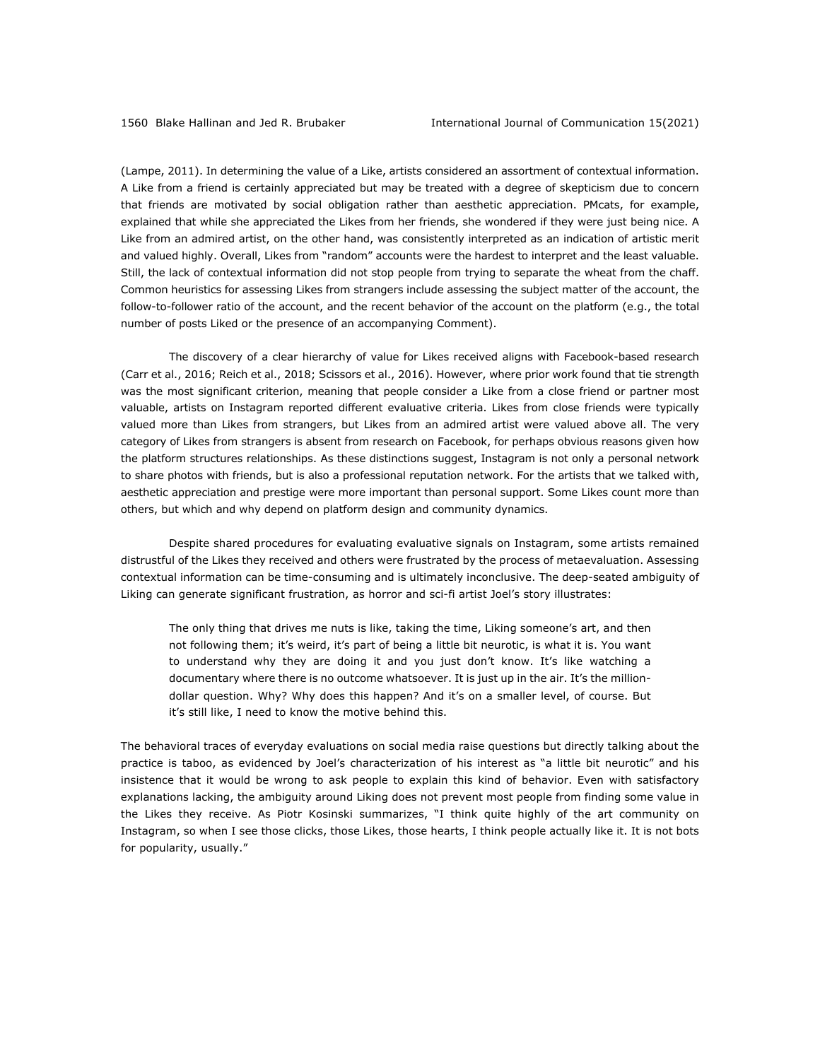(Lampe, 2011). In determining the value of a Like, artists considered an assortment of contextual information. A Like from a friend is certainly appreciated but may be treated with a degree of skepticism due to concern that friends are motivated by social obligation rather than aesthetic appreciation. PMcats, for example, explained that while she appreciated the Likes from her friends, she wondered if they were just being nice. A Like from an admired artist, on the other hand, was consistently interpreted as an indication of artistic merit and valued highly. Overall, Likes from "random" accounts were the hardest to interpret and the least valuable. Still, the lack of contextual information did not stop people from trying to separate the wheat from the chaff. Common heuristics for assessing Likes from strangers include assessing the subject matter of the account, the follow-to-follower ratio of the account, and the recent behavior of the account on the platform (e.g., the total number of posts Liked or the presence of an accompanying Comment).

The discovery of a clear hierarchy of value for Likes received aligns with Facebook-based research (Carr et al., 2016; Reich et al., 2018; Scissors et al., 2016). However, where prior work found that tie strength was the most significant criterion, meaning that people consider a Like from a close friend or partner most valuable, artists on Instagram reported different evaluative criteria. Likes from close friends were typically valued more than Likes from strangers, but Likes from an admired artist were valued above all. The very category of Likes from strangers is absent from research on Facebook, for perhaps obvious reasons given how the platform structures relationships. As these distinctions suggest, Instagram is not only a personal network to share photos with friends, but is also a professional reputation network. For the artists that we talked with, aesthetic appreciation and prestige were more important than personal support. Some Likes count more than others, but which and why depend on platform design and community dynamics.

Despite shared procedures for evaluating evaluative signals on Instagram, some artists remained distrustful of the Likes they received and others were frustrated by the process of metaevaluation. Assessing contextual information can be time-consuming and is ultimately inconclusive. The deep-seated ambiguity of Liking can generate significant frustration, as horror and sci-fi artist Joel's story illustrates:

> The only thing that drives me nuts is like, taking the time, Liking someone's art, and then not following them; it's weird, it's part of being a little bit neurotic, is what it is. You want to understand why they are doing it and you just don't know. It's like watching a documentary where there is no outcome whatsoever. It is just up in the air. It's the million-dollar question. Why? Why does this happen? And it's on a smaller level, of course. But it's still like, I need to know the motive behind this.

The behavioral traces of everyday evaluations on social media raise questions but directly talking about the practice is taboo, as evidenced by Joel's characterization of his interest as "a little bit neurotic" and his insistence that it would be wrong to ask people to explain this kind of behavior. Even with satisfactory explanations lacking, the ambiguity around Liking does not prevent most people from finding some value in the Likes they receive. As Piotr Kosinski summarizes, "I think quite highly of the art community on Instagram, so when I see those clicks, those Likes, those hearts, I think people actually like it. It is not bots for popularity, usually."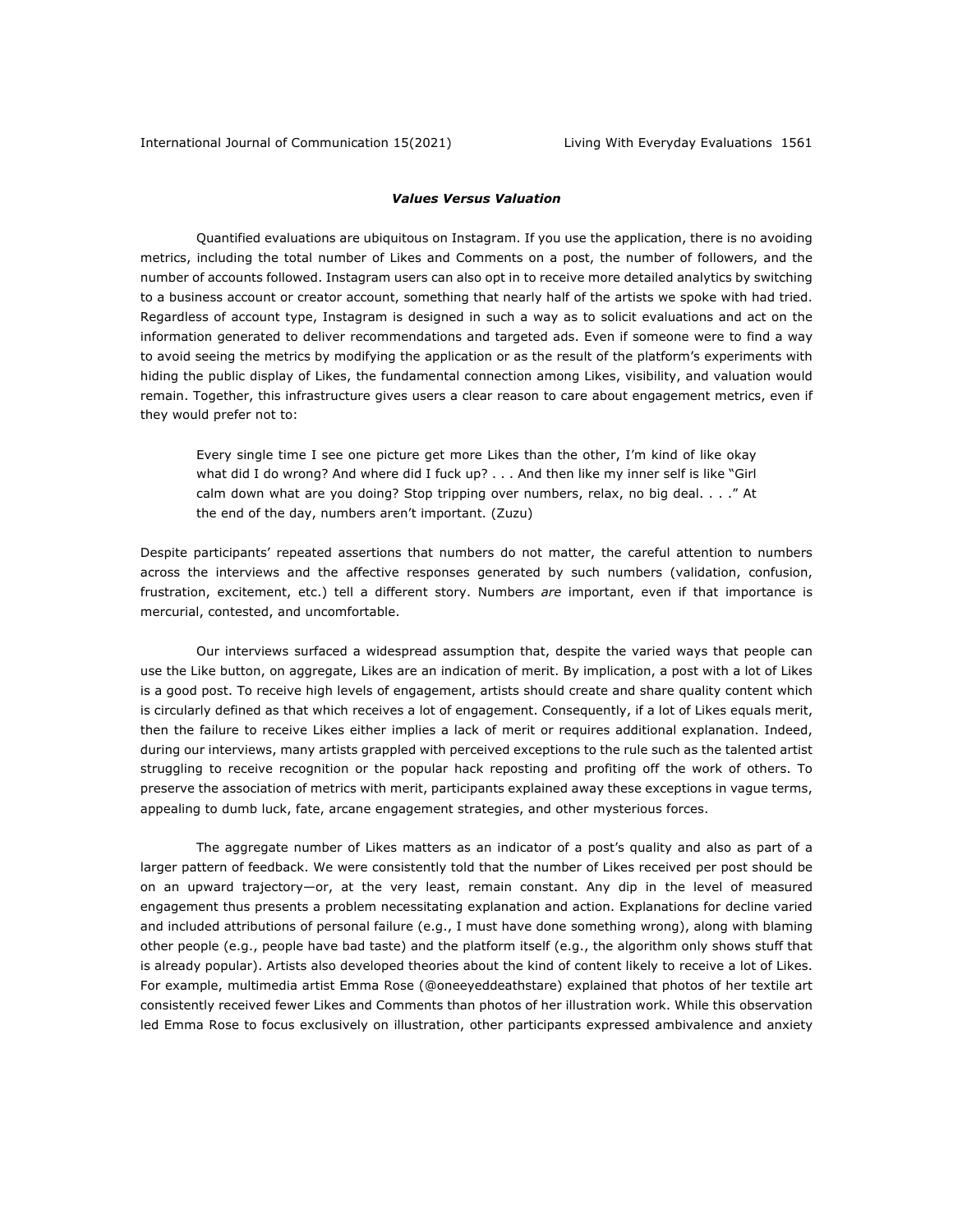### ***Values Versus Valuation***

Quantified evaluations are ubiquitous on Instagram. If you use the application, there is no avoiding metrics, including the total number of Likes and Comments on a post, the number of followers, and the number of accounts followed. Instagram users can also opt in to receive more detailed analytics by switching to a business account or creator account, something that nearly half of the artists we spoke with had tried. Regardless of account type, Instagram is designed in such a way as to solicit evaluations and act on the information generated to deliver recommendations and targeted ads. Even if someone were to find a way to avoid seeing the metrics by modifying the application or as the result of the platform's experiments with hiding the public display of Likes, the fundamental connection among Likes, visibility, and valuation would remain. Together, this infrastructure gives users a clear reason to care about engagement metrics, even if they would prefer not to:

> Every single time I see one picture get more Likes than the other, I'm kind of like okay what did I do wrong? And where did I fuck up? . . . And then like my inner self is like "Girl calm down what are you doing? Stop tripping over numbers, relax, no big deal. . . ." At the end of the day, numbers aren't important. (Zuzu)

Despite participants' repeated assertions that numbers do not matter, the careful attention to numbers across the interviews and the affective responses generated by such numbers (validation, confusion, frustration, excitement, etc.) tell a different story. Numbers *are* important, even if that importance is mercurial, contested, and uncomfortable.

Our interviews surfaced a widespread assumption that, despite the varied ways that people can use the Like button, on aggregate, Likes are an indication of merit. By implication, a post with a lot of Likes is a good post. To receive high levels of engagement, artists should create and share quality content which is circularly defined as that which receives a lot of engagement. Consequently, if a lot of Likes equals merit, then the failure to receive Likes either implies a lack of merit or requires additional explanation. Indeed, during our interviews, many artists grappled with perceived exceptions to the rule such as the talented artist struggling to receive recognition or the popular hack reposting and profiting off the work of others. To preserve the association of metrics with merit, participants explained away these exceptions in vague terms, appealing to dumb luck, fate, arcane engagement strategies, and other mysterious forces.

The aggregate number of Likes matters as an indicator of a post's quality and also as part of a larger pattern of feedback. We were consistently told that the number of Likes received per post should be on an upward trajectory—or, at the very least, remain constant. Any dip in the level of measured engagement thus presents a problem necessitating explanation and action. Explanations for decline varied and included attributions of personal failure (e.g., I must have done something wrong), along with blaming other people (e.g., people have bad taste) and the platform itself (e.g., the algorithm only shows stuff that is already popular). Artists also developed theories about the kind of content likely to receive a lot of Likes. For example, multimedia artist Emma Rose (@oneeyeddeathstare) explained that photos of her textile art consistently received fewer Likes and Comments than photos of her illustration work. While this observation led Emma Rose to focus exclusively on illustration, other participants expressed ambivalence and anxiety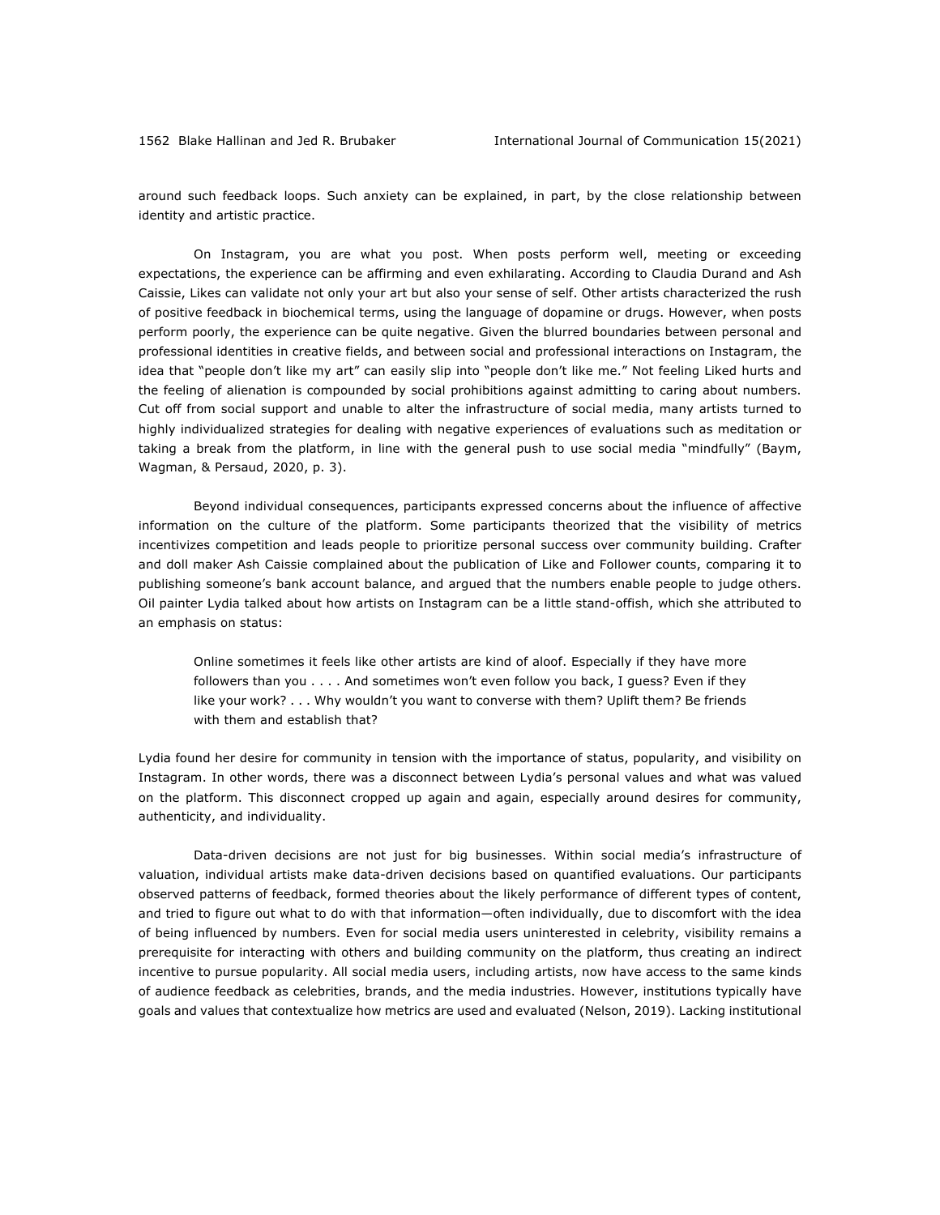around such feedback loops. Such anxiety can be explained, in part, by the close relationship between identity and artistic practice.

On Instagram, you are what you post. When posts perform well, meeting or exceeding expectations, the experience can be affirming and even exhilarating. According to Claudia Durand and Ash Caissie, Likes can validate not only your art but also your sense of self. Other artists characterized the rush of positive feedback in biochemical terms, using the language of dopamine or drugs. However, when posts perform poorly, the experience can be quite negative. Given the blurred boundaries between personal and professional identities in creative fields, and between social and professional interactions on Instagram, the idea that "people don't like my art" can easily slip into "people don't like me." Not feeling Liked hurts and the feeling of alienation is compounded by social prohibitions against admitting to caring about numbers. Cut off from social support and unable to alter the infrastructure of social media, many artists turned to highly individualized strategies for dealing with negative experiences of evaluations such as meditation or taking a break from the platform, in line with the general push to use social media "mindfully" (Baym, Wagman, & Persaud, 2020, p. 3).

Beyond individual consequences, participants expressed concerns about the influence of affective information on the culture of the platform. Some participants theorized that the visibility of metrics incentivizes competition and leads people to prioritize personal success over community building. Crafter and doll maker Ash Caissie complained about the publication of Like and Follower counts, comparing it to publishing someone's bank account balance, and argued that the numbers enable people to judge others. Oil painter Lydia talked about how artists on Instagram can be a little stand-offish, which she attributed to an emphasis on status:

> Online sometimes it feels like other artists are kind of aloof. Especially if they have more followers than you . . . . And sometimes won't even follow you back, I guess? Even if they like your work? . . . Why wouldn't you want to converse with them? Uplift them? Be friends with them and establish that?

Lydia found her desire for community in tension with the importance of status, popularity, and visibility on Instagram. In other words, there was a disconnect between Lydia's personal values and what was valued on the platform. This disconnect cropped up again and again, especially around desires for community, authenticity, and individuality.

Data-driven decisions are not just for big businesses. Within social media's infrastructure of valuation, individual artists make data-driven decisions based on quantified evaluations. Our participants observed patterns of feedback, formed theories about the likely performance of different types of content, and tried to figure out what to do with that information—often individually, due to discomfort with the idea of being influenced by numbers. Even for social media users uninterested in celebrity, visibility remains a prerequisite for interacting with others and building community on the platform, thus creating an indirect incentive to pursue popularity. All social media users, including artists, now have access to the same kinds of audience feedback as celebrities, brands, and the media industries. However, institutions typically have goals and values that contextualize how metrics are used and evaluated (Nelson, 2019). Lacking institutional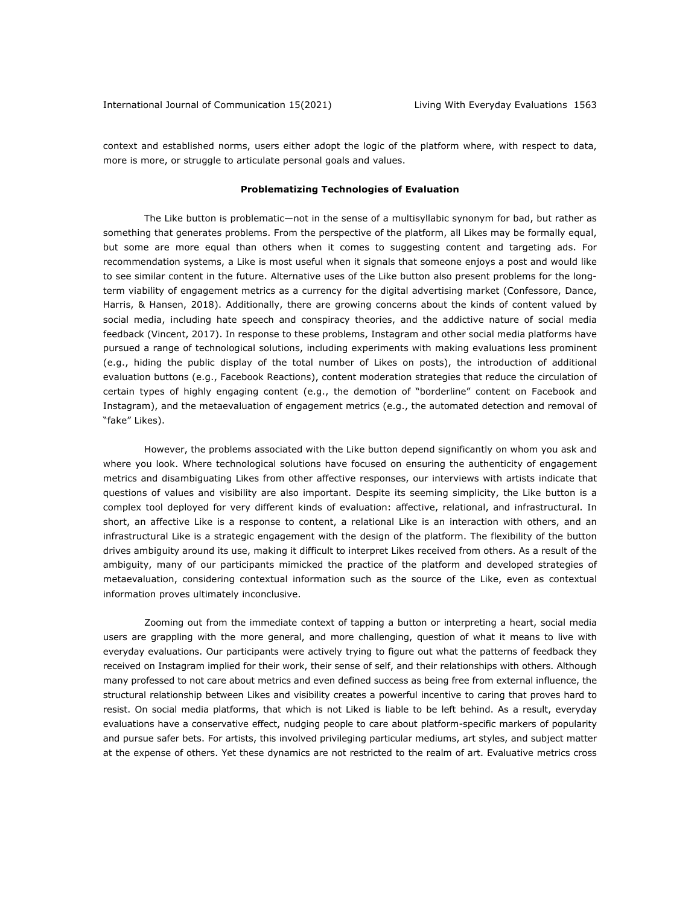context and established norms, users either adopt the logic of the platform where, with respect to data, more is more, or struggle to articulate personal goals and values.

## Problematizing Technologies of Evaluation

The Like button is problematic—not in the sense of a multisyllabic synonym for bad, but rather as something that generates problems. From the perspective of the platform, all Likes may be formally equal, but some are more equal than others when it comes to suggesting content and targeting ads. For recommendation systems, a Like is most useful when it signals that someone enjoys a post and would like to see similar content in the future. Alternative uses of the Like button also present problems for the long-term viability of engagement metrics as a currency for the digital advertising market (Confessore, Dance, Harris, & Hansen, 2018). Additionally, there are growing concerns about the kinds of content valued by social media, including hate speech and conspiracy theories, and the addictive nature of social media feedback (Vincent, 2017). In response to these problems, Instagram and other social media platforms have pursued a range of technological solutions, including experiments with making evaluations less prominent (e.g., hiding the public display of the total number of Likes on posts), the introduction of additional evaluation buttons (e.g., Facebook Reactions), content moderation strategies that reduce the circulation of certain types of highly engaging content (e.g., the demotion of "borderline" content on Facebook and Instagram), and the metaevaluation of engagement metrics (e.g., the automated detection and removal of "fake" Likes).

However, the problems associated with the Like button depend significantly on whom you ask and where you look. Where technological solutions have focused on ensuring the authenticity of engagement metrics and disambiguating Likes from other affective responses, our interviews with artists indicate that questions of values and visibility are also important. Despite its seeming simplicity, the Like button is a complex tool deployed for very different kinds of evaluation: affective, relational, and infrastructural. In short, an affective Like is a response to content, a relational Like is an interaction with others, and an infrastructural Like is a strategic engagement with the design of the platform. The flexibility of the button drives ambiguity around its use, making it difficult to interpret Likes received from others. As a result of the ambiguity, many of our participants mimicked the practice of the platform and developed strategies of metaevaluation, considering contextual information such as the source of the Like, even as contextual information proves ultimately inconclusive.

Zooming out from the immediate context of tapping a button or interpreting a heart, social media users are grappling with the more general, and more challenging, question of what it means to live with everyday evaluations. Our participants were actively trying to figure out what the patterns of feedback they received on Instagram implied for their work, their sense of self, and their relationships with others. Although many professed to not care about metrics and even defined success as being free from external influence, the structural relationship between Likes and visibility creates a powerful incentive to caring that proves hard to resist. On social media platforms, that which is not Liked is liable to be left behind. As a result, everyday evaluations have a conservative effect, nudging people to care about platform-specific markers of popularity and pursue safer bets. For artists, this involved privileging particular mediums, art styles, and subject matter at the expense of others. Yet these dynamics are not restricted to the realm of art. Evaluative metrics cross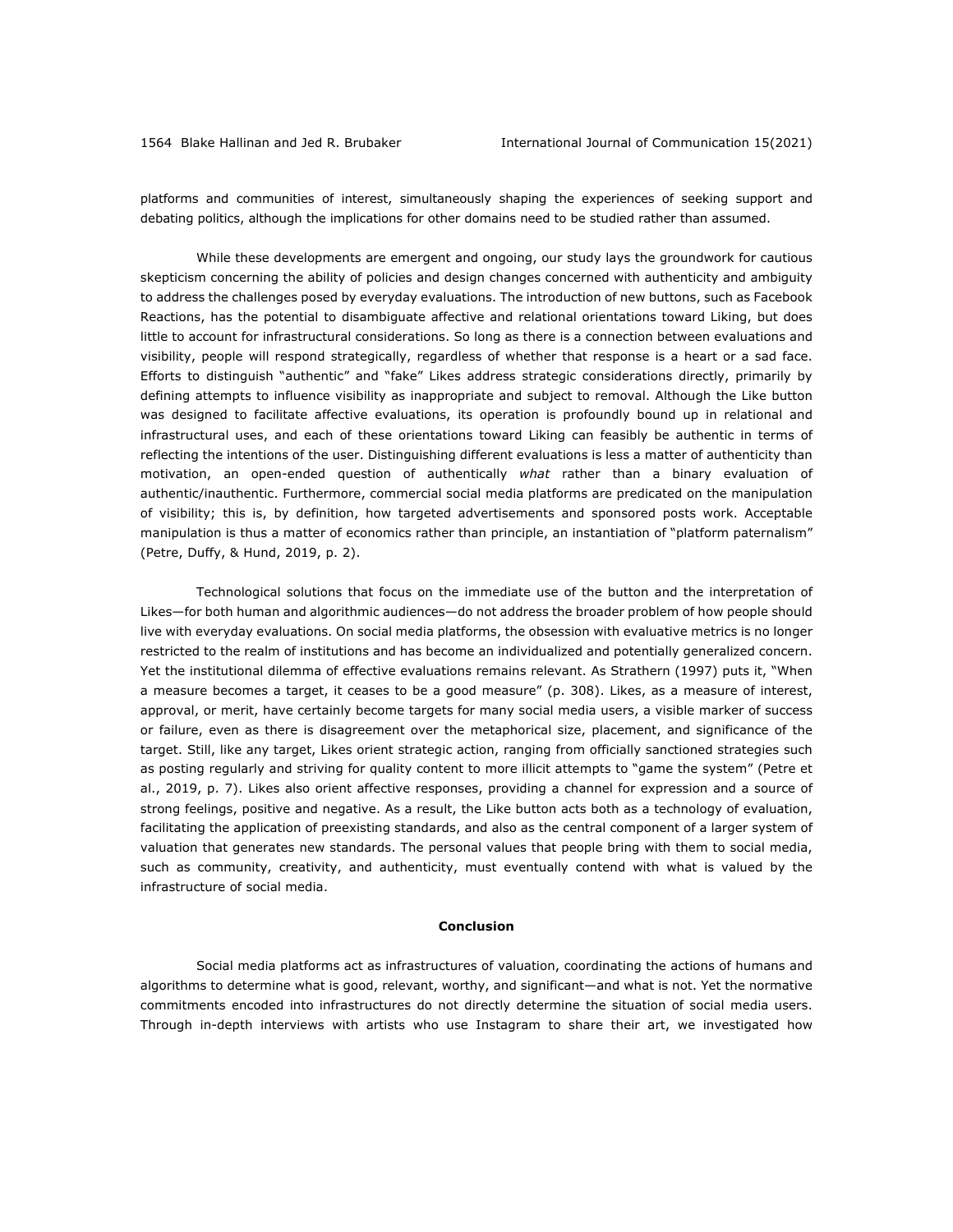platforms and communities of interest, simultaneously shaping the experiences of seeking support and debating politics, although the implications for other domains need to be studied rather than assumed.

While these developments are emergent and ongoing, our study lays the groundwork for cautious skepticism concerning the ability of policies and design changes concerned with authenticity and ambiguity to address the challenges posed by everyday evaluations. The introduction of new buttons, such as Facebook Reactions, has the potential to disambiguate affective and relational orientations toward Liking, but does little to account for infrastructural considerations. So long as there is a connection between evaluations and visibility, people will respond strategically, regardless of whether that response is a heart or a sad face. Efforts to distinguish "authentic" and "fake" Likes address strategic considerations directly, primarily by defining attempts to influence visibility as inappropriate and subject to removal. Although the Like button was designed to facilitate affective evaluations, its operation is profoundly bound up in relational and infrastructural uses, and each of these orientations toward Liking can feasibly be authentic in terms of reflecting the intentions of the user. Distinguishing different evaluations is less a matter of authenticity than motivation, an open-ended question of authentically *what* rather than a binary evaluation of authentic/inauthentic. Furthermore, commercial social media platforms are predicated on the manipulation of visibility; this is, by definition, how targeted advertisements and sponsored posts work. Acceptable manipulation is thus a matter of economics rather than principle, an instantiation of "platform paternalism" (Petre, Duffy, & Hund, 2019, p. 2).

Technological solutions that focus on the immediate use of the button and the interpretation of Likes—for both human and algorithmic audiences—do not address the broader problem of how people should live with everyday evaluations. On social media platforms, the obsession with evaluative metrics is no longer restricted to the realm of institutions and has become an individualized and potentially generalized concern. Yet the institutional dilemma of effective evaluations remains relevant. As Strathern (1997) puts it, "When a measure becomes a target, it ceases to be a good measure" (p. 308). Likes, as a measure of interest, approval, or merit, have certainly become targets for many social media users, a visible marker of success or failure, even as there is disagreement over the metaphorical size, placement, and significance of the target. Still, like any target, Likes orient strategic action, ranging from officially sanctioned strategies such as posting regularly and striving for quality content to more illicit attempts to "game the system" (Petre et al., 2019, p. 7). Likes also orient affective responses, providing a channel for expression and a source of strong feelings, positive and negative. As a result, the Like button acts both as a technology of evaluation, facilitating the application of preexisting standards, and also as the central component of a larger system of valuation that generates new standards. The personal values that people bring with them to social media, such as community, creativity, and authenticity, must eventually contend with what is valued by the infrastructure of social media.

## Conclusion

Social media platforms act as infrastructures of valuation, coordinating the actions of humans and algorithms to determine what is good, relevant, worthy, and significant—and what is not. Yet the normative commitments encoded into infrastructures do not directly determine the situation of social media users. Through in-depth interviews with artists who use Instagram to share their art, we investigated how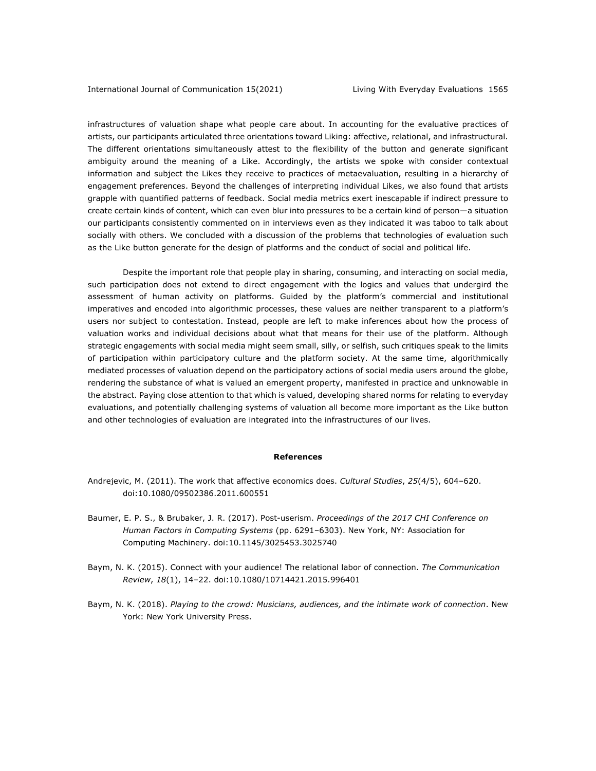infrastructures of valuation shape what people care about. In accounting for the evaluative practices of artists, our participants articulated three orientations toward Liking: affective, relational, and infrastructural. The different orientations simultaneously attest to the flexibility of the button and generate significant ambiguity around the meaning of a Like. Accordingly, the artists we spoke with consider contextual information and subject the Likes they receive to practices of metaevaluation, resulting in a hierarchy of engagement preferences. Beyond the challenges of interpreting individual Likes, we also found that artists grapple with quantified patterns of feedback. Social media metrics exert inescapable if indirect pressure to create certain kinds of content, which can even blur into pressures to be a certain kind of person—a situation our participants consistently commented on in interviews even as they indicated it was taboo to talk about socially with others. We concluded with a discussion of the problems that technologies of evaluation such as the Like button generate for the design of platforms and the conduct of social and political life.

Despite the important role that people play in sharing, consuming, and interacting on social media, such participation does not extend to direct engagement with the logics and values that undergird the assessment of human activity on platforms. Guided by the platform's commercial and institutional imperatives and encoded into algorithmic processes, these values are neither transparent to a platform's users nor subject to contestation. Instead, people are left to make inferences about how the process of valuation works and individual decisions about what that means for their use of the platform. Although strategic engagements with social media might seem small, silly, or selfish, such critiques speak to the limits of participation within participatory culture and the platform society. At the same time, algorithmically mediated processes of valuation depend on the participatory actions of social media users around the globe, rendering the substance of what is valued an emergent property, manifested in practice and unknowable in the abstract. Paying close attention to that which is valued, developing shared norms for relating to everyday evaluations, and potentially challenging systems of valuation all become more important as the Like button and other technologies of evaluation are integrated into the infrastructures of our lives.

## References

Andrejevic, M. (2011). The work that affective economics does. *Cultural Studies*, *25*(4/5), 604–620. doi:10.1080/09502386.2011.600551

Baumer, E. P. S., & Brubaker, J. R. (2017). Post-userism. *Proceedings of the 2017 CHI Conference on Human Factors in Computing Systems* (pp. 6291–6303). New York, NY: Association for Computing Machinery. doi:10.1145/3025453.3025740

Baym, N. K. (2015). Connect with your audience! The relational labor of connection. *The Communication Review*, *18*(1), 14–22. doi:10.1080/10714421.2015.996401

Baym, N. K. (2018). *Playing to the crowd: Musicians, audiences, and the intimate work of connection*. New York: New York University Press.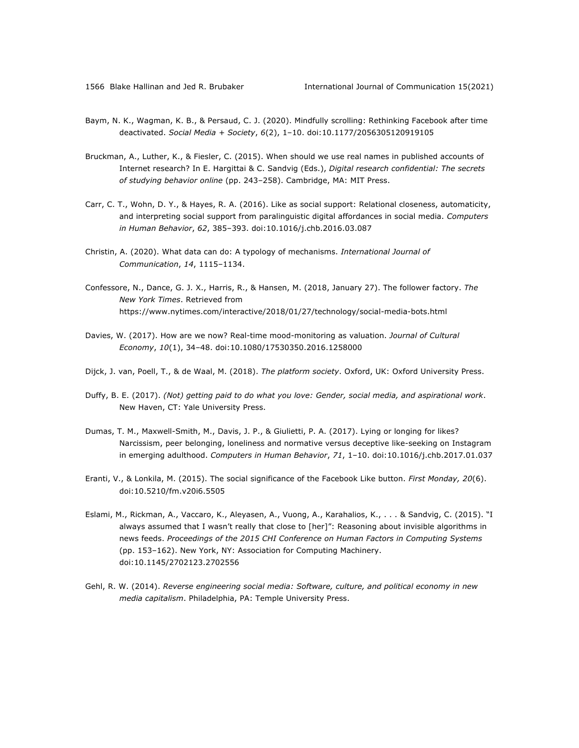Baym, N. K., Wagman, K. B., & Persaud, C. J. (2020). Mindfully scrolling: Rethinking Facebook after time deactivated. *Social Media + Society*, *6*(2), 1–10. doi:10.1177/2056305120919105

Bruckman, A., Luther, K., & Fiesler, C. (2015). When should we use real names in published accounts of Internet research? In E. Hargittai & C. Sandvig (Eds.), *Digital research confidential: The secrets of studying behavior online* (pp. 243–258). Cambridge, MA: MIT Press.

Carr, C. T., Wohn, D. Y., & Hayes, R. A. (2016). Like as social support: Relational closeness, automaticity, and interpreting social support from paralinguistic digital affordances in social media. *Computers in Human Behavior*, *62*, 385–393. doi:10.1016/j.chb.2016.03.087

Christin, A. (2020). What data can do: A typology of mechanisms. *International Journal of Communication*, *14*, 1115–1134.

Confessore, N., Dance, G. J. X., Harris, R., & Hansen, M. (2018, January 27). The follower factory. *The New York Times*. Retrieved from https://www.nytimes.com/interactive/2018/01/27/technology/social-media-bots.html

Davies, W. (2017). How are we now? Real-time mood-monitoring as valuation. *Journal of Cultural Economy*, *10*(1), 34–48. doi:10.1080/17530350.2016.1258000

Dijck, J. van, Poell, T., & de Waal, M. (2018). *The platform society*. Oxford, UK: Oxford University Press.

Duffy, B. E. (2017). *(Not) getting paid to do what you love: Gender, social media, and aspirational work*. New Haven, CT: Yale University Press.

Dumas, T. M., Maxwell-Smith, M., Davis, J. P., & Giulietti, P. A. (2017). Lying or longing for likes? Narcissism, peer belonging, loneliness and normative versus deceptive like-seeking on Instagram in emerging adulthood. *Computers in Human Behavior*, *71*, 1–10. doi:10.1016/j.chb.2017.01.037

Eranti, V., & Lonkila, M. (2015). The social significance of the Facebook Like button. *First Monday, 20*(6). doi:10.5210/fm.v20i6.5505

Eslami, M., Rickman, A., Vaccaro, K., Aleyasen, A., Vuong, A., Karahalios, K., . . . & Sandvig, C. (2015). "I always assumed that I wasn't really that close to [her]": Reasoning about invisible algorithms in news feeds. *Proceedings of the 2015 CHI Conference on Human Factors in Computing Systems* (pp. 153–162). New York, NY: Association for Computing Machinery. doi:10.1145/2702123.2702556

Gehl, R. W. (2014). *Reverse engineering social media: Software, culture, and political economy in new media capitalism*. Philadelphia, PA: Temple University Press.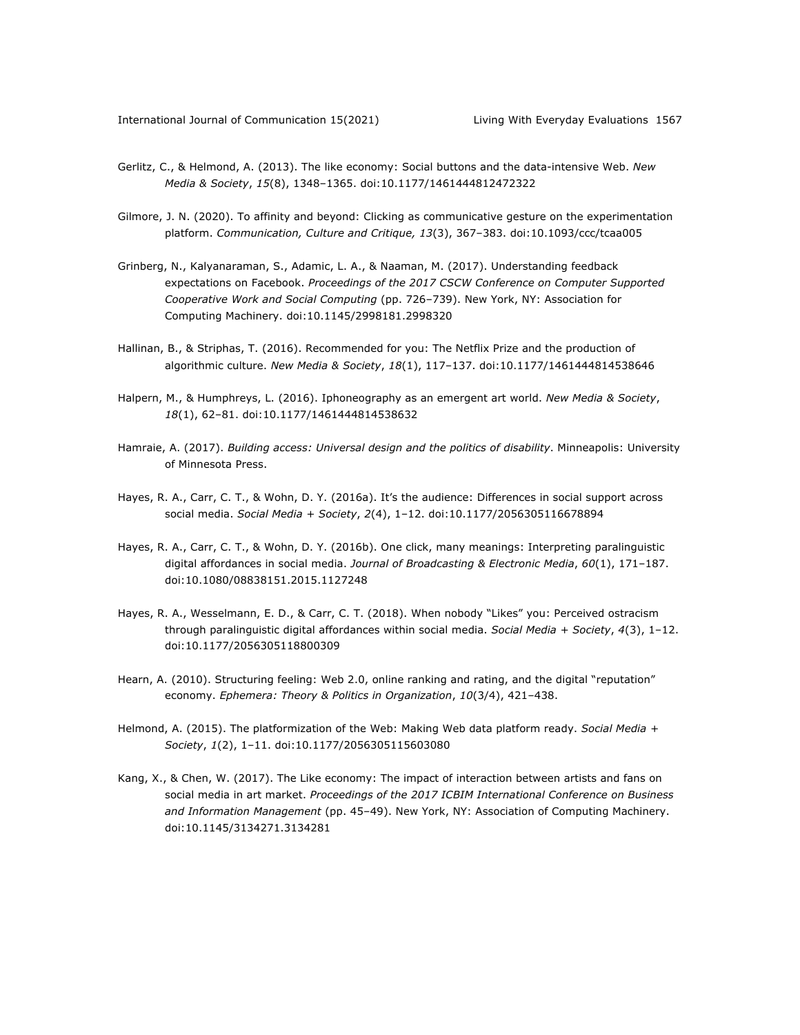Gerlitz, C., & Helmond, A. (2013). The like economy: Social buttons and the data-intensive Web. *New Media & Society*, *15*(8), 1348–1365. doi:10.1177/1461444812472322

Gilmore, J. N. (2020). To affinity and beyond: Clicking as communicative gesture on the experimentation platform. *Communication, Culture and Critique, 13*(3), 367–383. doi:10.1093/ccc/tcaa005

Grinberg, N., Kalyanaraman, S., Adamic, L. A., & Naaman, M. (2017). Understanding feedback expectations on Facebook. *Proceedings of the 2017 CSCW Conference on Computer Supported Cooperative Work and Social Computing* (pp. 726–739). New York, NY: Association for Computing Machinery. doi:10.1145/2998181.2998320

Hallinan, B., & Striphas, T. (2016). Recommended for you: The Netflix Prize and the production of algorithmic culture. *New Media & Society*, *18*(1), 117–137. doi:10.1177/1461444814538646

Halpern, M., & Humphreys, L. (2016). Iphoneography as an emergent art world. *New Media & Society*, *18*(1), 62–81. doi:10.1177/1461444814538632

Hamraie, A. (2017). *Building access: Universal design and the politics of disability*. Minneapolis: University of Minnesota Press.

Hayes, R. A., Carr, C. T., & Wohn, D. Y. (2016a). It's the audience: Differences in social support across social media. *Social Media + Society*, *2*(4), 1–12. doi:10.1177/2056305116678894

Hayes, R. A., Carr, C. T., & Wohn, D. Y. (2016b). One click, many meanings: Interpreting paralinguistic digital affordances in social media. *Journal of Broadcasting & Electronic Media*, *60*(1), 171–187. doi:10.1080/08838151.2015.1127248

Hayes, R. A., Wesselmann, E. D., & Carr, C. T. (2018). When nobody "Likes" you: Perceived ostracism through paralinguistic digital affordances within social media. *Social Media + Society*, *4*(3), 1–12. doi:10.1177/2056305118800309

Hearn, A. (2010). Structuring feeling: Web 2.0, online ranking and rating, and the digital "reputation" economy. *Ephemera: Theory & Politics in Organization*, *10*(3/4), 421–438.

Helmond, A. (2015). The platformization of the Web: Making Web data platform ready. *Social Media + Society*, *1*(2), 1–11. doi:10.1177/2056305115603080

Kang, X., & Chen, W. (2017). The Like economy: The impact of interaction between artists and fans on social media in art market. *Proceedings of the 2017 ICBIM International Conference on Business and Information Management* (pp. 45–49). New York, NY: Association of Computing Machinery. doi:10.1145/3134271.3134281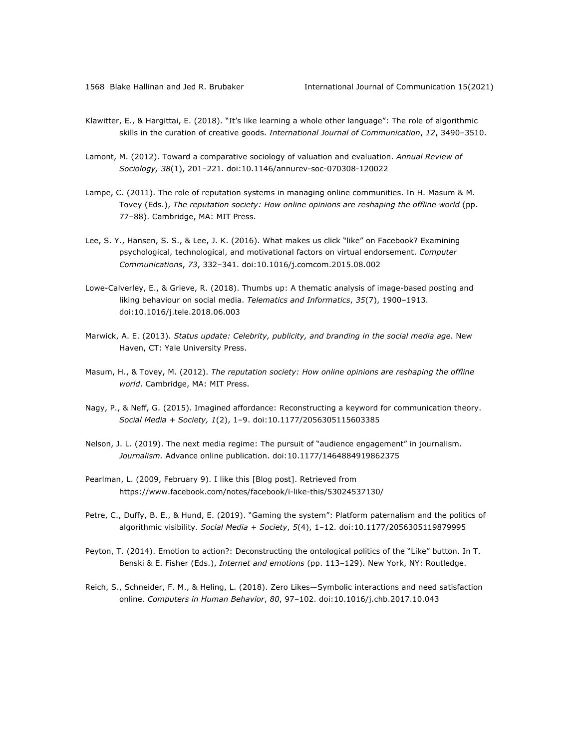Klawitter, E., & Hargittai, E. (2018). "It's like learning a whole other language": The role of algorithmic skills in the curation of creative goods. *International Journal of Communication*, *12*, 3490–3510.

Lamont, M. (2012). Toward a comparative sociology of valuation and evaluation. *Annual Review of Sociology, 38*(1), 201–221. doi:10.1146/annurev-soc-070308-120022

Lampe, C. (2011). The role of reputation systems in managing online communities. In H. Masum & M. Tovey (Eds.), *The reputation society: How online opinions are reshaping the offline world* (pp. 77–88). Cambridge, MA: MIT Press.

Lee, S. Y., Hansen, S. S., & Lee, J. K. (2016). What makes us click "like" on Facebook? Examining psychological, technological, and motivational factors on virtual endorsement. *Computer Communications*, *73*, 332–341. doi:10.1016/j.comcom.2015.08.002

Lowe-Calverley, E., & Grieve, R. (2018). Thumbs up: A thematic analysis of image-based posting and liking behaviour on social media. *Telematics and Informatics*, *35*(7), 1900–1913. doi:10.1016/j.tele.2018.06.003

Marwick, A. E. (2013). *Status update: Celebrity, publicity, and branding in the social media age*. New Haven, CT: Yale University Press.

Masum, H., & Tovey, M. (2012). *The reputation society: How online opinions are reshaping the offline world*. Cambridge, MA: MIT Press.

Nagy, P., & Neff, G. (2015). Imagined affordance: Reconstructing a keyword for communication theory. *Social Media + Society, 1*(2), 1–9. doi:10.1177/2056305115603385

Nelson, J. L. (2019). The next media regime: The pursuit of "audience engagement" in journalism. *Journalism.* Advance online publication. doi:10.1177/1464884919862375

Pearlman, L. (2009, February 9). I like this [Blog post]. Retrieved from https://www.facebook.com/notes/facebook/i-like-this/53024537130/

Petre, C., Duffy, B. E., & Hund, E. (2019). "Gaming the system": Platform paternalism and the politics of algorithmic visibility. *Social Media + Society*, *5*(4), 1–12. doi:10.1177/2056305119879995

Peyton, T. (2014). Emotion to action?: Deconstructing the ontological politics of the "Like" button. In T. Benski & E. Fisher (Eds.), *Internet and emotions* (pp. 113–129). New York, NY: Routledge.

Reich, S., Schneider, F. M., & Heling, L. (2018). Zero Likes—Symbolic interactions and need satisfaction online. *Computers in Human Behavior*, *80*, 97–102. doi:10.1016/j.chb.2017.10.043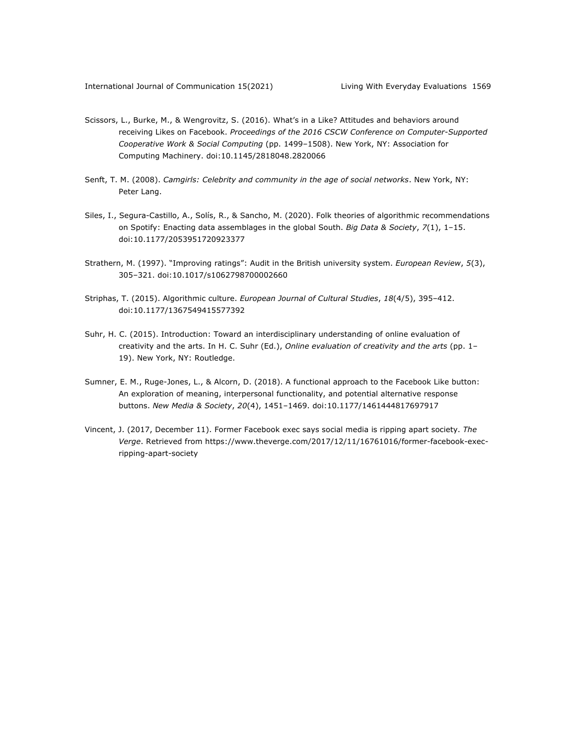Scissors, L., Burke, M., & Wengrovitz, S. (2016). What's in a Like? Attitudes and behaviors around receiving Likes on Facebook. *Proceedings of the 2016 CSCW Conference on Computer-Supported Cooperative Work & Social Computing* (pp. 1499–1508). New York, NY: Association for Computing Machinery. doi:10.1145/2818048.2820066

Senft, T. M. (2008). *Camgirls: Celebrity and community in the age of social networks*. New York, NY: Peter Lang.

Siles, I., Segura-Castillo, A., Solís, R., & Sancho, M. (2020). Folk theories of algorithmic recommendations on Spotify: Enacting data assemblages in the global South. *Big Data & Society*, *7*(1), 1–15. doi:10.1177/2053951720923377

Strathern, M. (1997). "Improving ratings": Audit in the British university system. *European Review*, *5*(3), 305–321. doi:10.1017/s1062798700002660

Striphas, T. (2015). Algorithmic culture. *European Journal of Cultural Studies*, *18*(4/5), 395–412. doi:10.1177/1367549415577392

Suhr, H. C. (2015). Introduction: Toward an interdisciplinary understanding of online evaluation of creativity and the arts. In H. C. Suhr (Ed.), *Online evaluation of creativity and the arts* (pp. 1–19). New York, NY: Routledge.

Sumner, E. M., Ruge-Jones, L., & Alcorn, D. (2018). A functional approach to the Facebook Like button: An exploration of meaning, interpersonal functionality, and potential alternative response buttons. *New Media & Society*, *20*(4), 1451–1469. doi:10.1177/1461444817697917

Vincent, J. (2017, December 11). Former Facebook exec says social media is ripping apart society. *The Verge*. Retrieved from https://www.theverge.com/2017/12/11/16761016/former-facebook-exec-ripping-apart-society